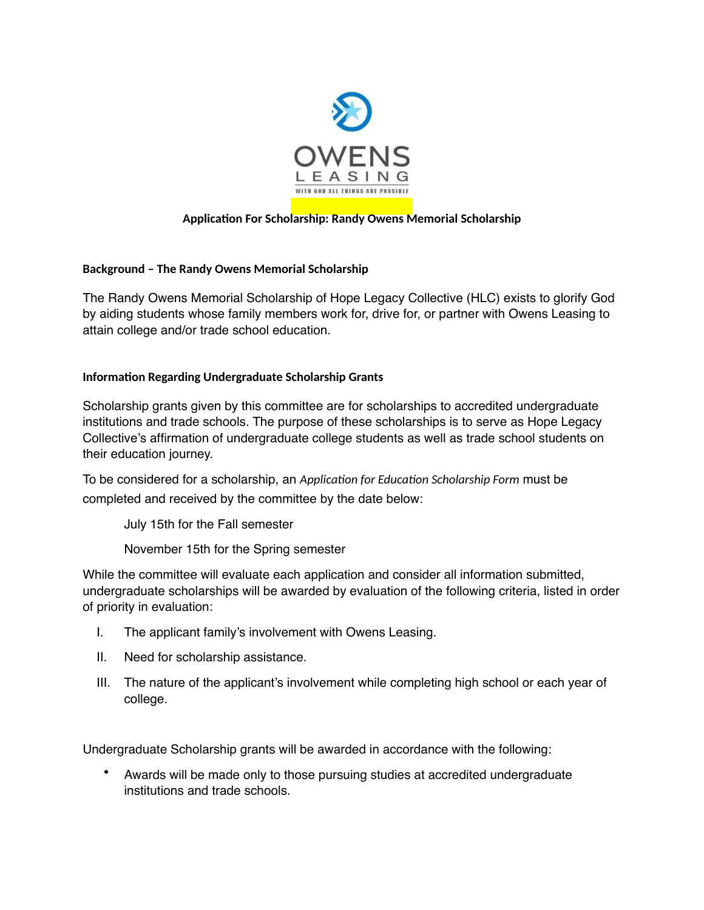**Application For Scholarship: Randy Owens Memorial Scholarship**

**Background – The Randy Owens Memorial Scholarship**

The Randy Owens Memorial Scholarship of Hope Legacy Collective (HLC) exists to glorify God by aiding students whose family members work for, drive for, or partner with Owens Leasing to attain college and/or trade school education.

**Information Regarding Undergraduate Scholarship Grants**

Scholarship grants given by this committee are for scholarships to accredited undergraduate institutions and trade schools. The purpose of these scholarships is to serve as Hope Legacy Collective's affirmation of undergraduate college students as well as trade school students on their education journey.

To be considered for a scholarship, an *Application for Education Scholarship Form* must be completed and received by the committee by the date below:

July 15th for the Fall semester

November 15th for the Spring semester

While the committee will evaluate each application and consider all information submitted, undergraduate scholarships will be awarded by evaluation of the following criteria, listed in order of priority in evaluation:

I. The applicant family's involvement with Owens Leasing.

II. Need for scholarship assistance.

III. The nature of the applicant's involvement while completing high school or each year of college.

Undergraduate Scholarship grants will be awarded in accordance with the following:

- Awards will be made only to those pursuing studies at accredited undergraduate institutions and trade schools.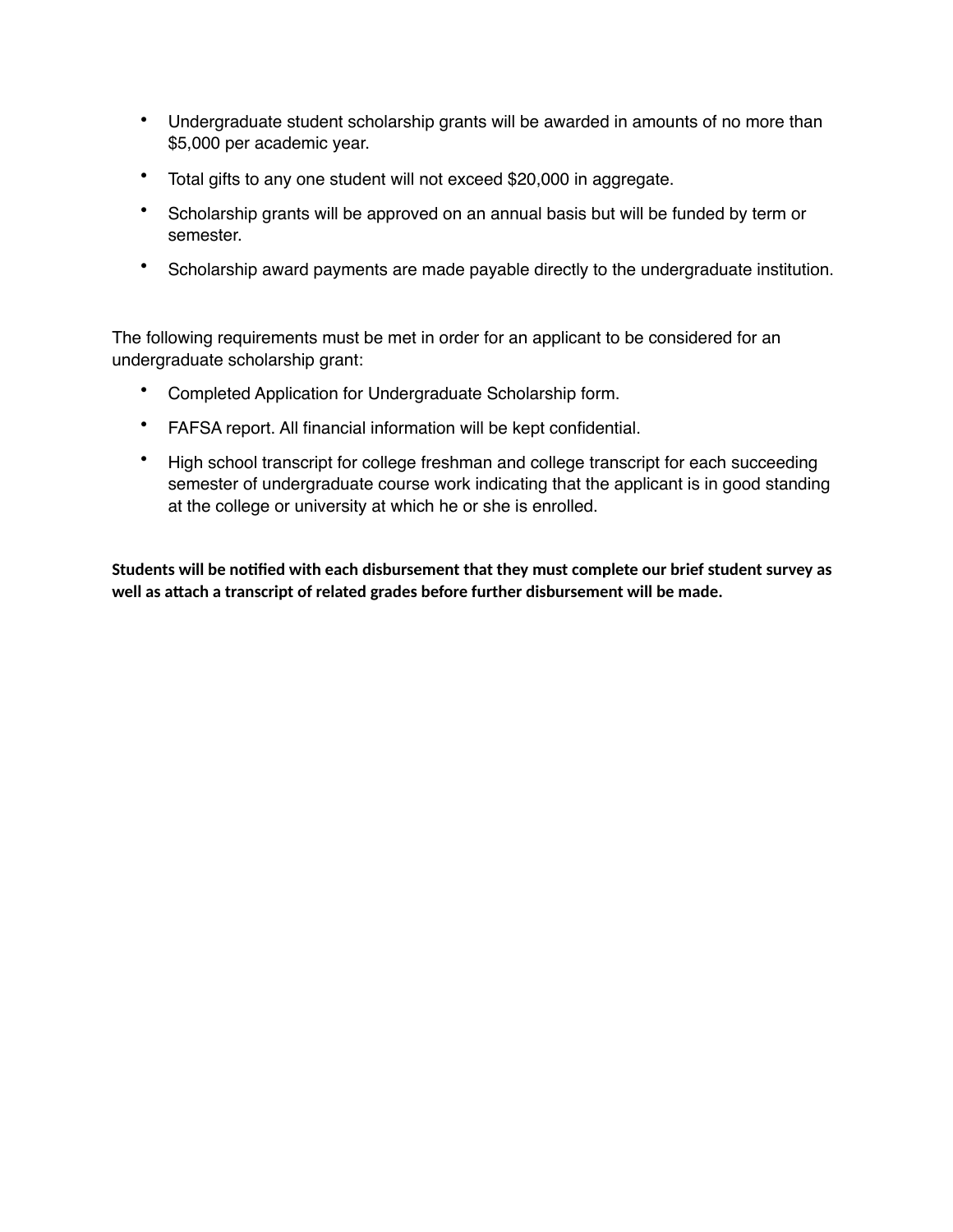- Undergraduate student scholarship grants will be awarded in amounts of no more than $5,000 per academic year.
- Total gifts to any one student will not exceed $20,000 in aggregate.
- Scholarship grants will be approved on an annual basis but will be funded by term or semester.
- Scholarship award payments are made payable directly to the undergraduate institution.

The following requirements must be met in order for an applicant to be considered for an undergraduate scholarship grant:

- Completed Application for Undergraduate Scholarship form.
- FAFSA report. All financial information will be kept confidential.
- High school transcript for college freshman and college transcript for each succeeding semester of undergraduate course work indicating that the applicant is in good standing at the college or university at which he or she is enrolled.

**Students will be notified with each disbursement that they must complete our brief student survey as well as attach a transcript of related grades before further disbursement will be made.**